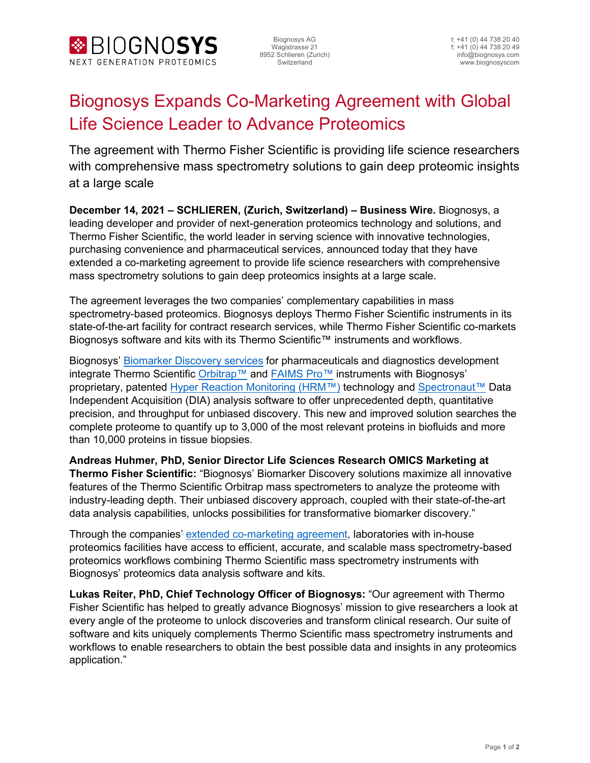BIOGNOSYS
NEXT GENERATION PROTEOMICS

Biognosys AG
Wagistrasse 21
8952 Schlieren (Zurich)
Switzerland

t: +41 (0) 44 738 20 40
f: +41 (0) 44 738 20 49
info@biognosys.com
www.biognosyscom

# Biognosys Expands Co-Marketing Agreement with Global Life Science Leader to Advance Proteomics

## The agreement with Thermo Fisher Scientific is providing life science researchers with comprehensive mass spectrometry solutions to gain deep proteomic insights at a large scale

**December 14, 2021 – SCHLIEREN, (Zurich, Switzerland) – Business Wire.** Biognosys, a leading developer and provider of next-generation proteomics technology and solutions, and Thermo Fisher Scientific, the world leader in serving science with innovative technologies, purchasing convenience and pharmaceutical services, announced today that they have extended a co-marketing agreement to provide life science researchers with comprehensive mass spectrometry solutions to gain deep proteomics insights at a large scale.

The agreement leverages the two companies' complementary capabilities in mass spectrometry-based proteomics. Biognosys deploys Thermo Fisher Scientific instruments in its state-of-the-art facility for contract research services, while Thermo Fisher Scientific co-markets Biognosys software and kits with its Thermo Scientific™ instruments and workflows.

Biognosys' Biomarker Discovery services for pharmaceuticals and diagnostics development integrate Thermo Scientific Orbitrap™ and FAIMS Pro™ instruments with Biognosys' proprietary, patented Hyper Reaction Monitoring (HRM™) technology and Spectronaut™ Data Independent Acquisition (DIA) analysis software to offer unprecedented depth, quantitative precision, and throughput for unbiased discovery. This new and improved solution searches the complete proteome to quantify up to 3,000 of the most relevant proteins in biofluids and more than 10,000 proteins in tissue biopsies.

**Andreas Huhmer, PhD, Senior Director Life Sciences Research OMICS Marketing at Thermo Fisher Scientific:** "Biognosys' Biomarker Discovery solutions maximize all innovative features of the Thermo Scientific Orbitrap mass spectrometers to analyze the proteome with industry-leading depth. Their unbiased discovery approach, coupled with their state-of-the-art data analysis capabilities, unlocks possibilities for transformative biomarker discovery."

Through the companies' extended co-marketing agreement, laboratories with in-house proteomics facilities have access to efficient, accurate, and scalable mass spectrometry-based proteomics workflows combining Thermo Scientific mass spectrometry instruments with Biognosys' proteomics data analysis software and kits.

**Lukas Reiter, PhD, Chief Technology Officer of Biognosys:** "Our agreement with Thermo Fisher Scientific has helped to greatly advance Biognosys' mission to give researchers a look at every angle of the proteome to unlock discoveries and transform clinical research. Our suite of software and kits uniquely complements Thermo Scientific mass spectrometry instruments and workflows to enable researchers to obtain the best possible data and insights in any proteomics application."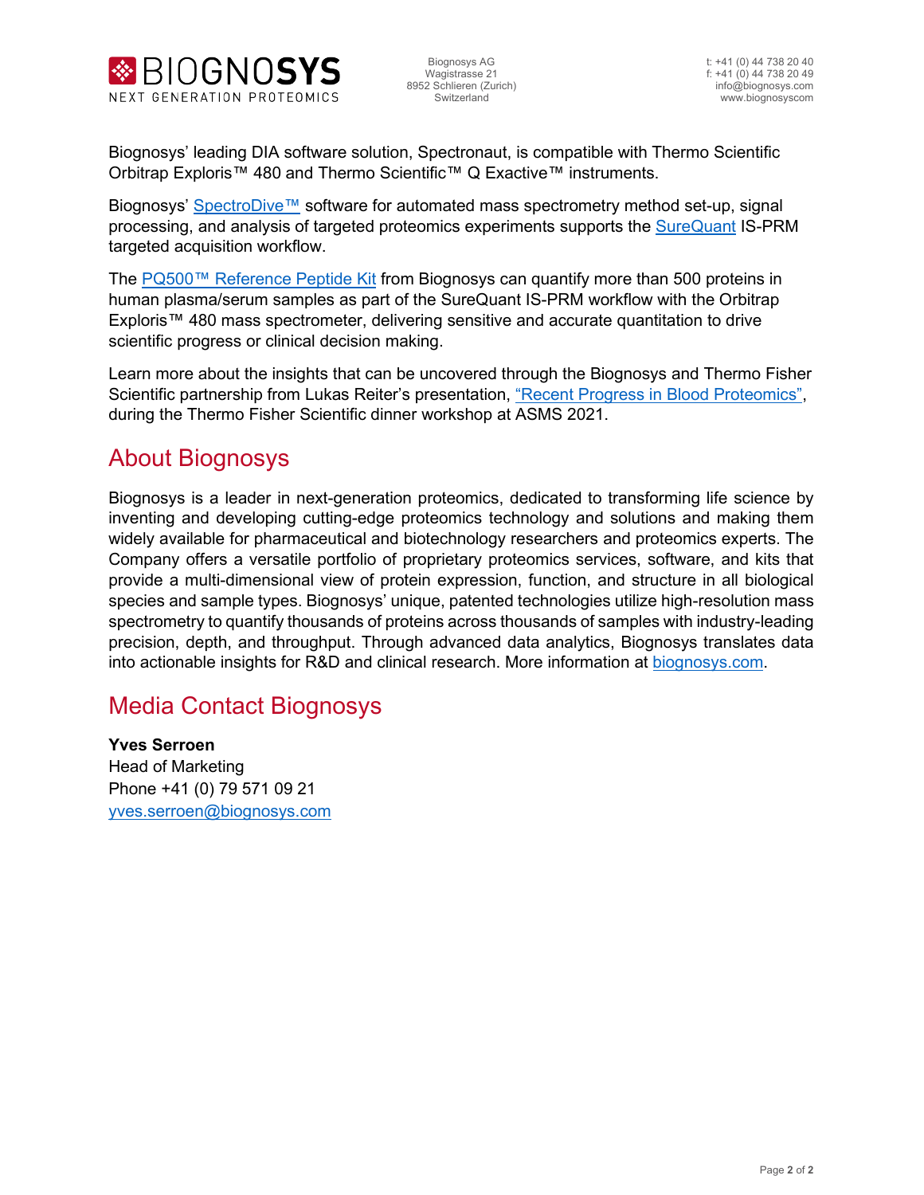Biognosys' leading DIA software solution, Spectronaut, is compatible with Thermo Scientific Orbitrap Exploris™ 480 and Thermo Scientific™ Q Exactive™ instruments.

Biognosys' SpectroDive™ software for automated mass spectrometry method set-up, signal processing, and analysis of targeted proteomics experiments supports the SureQuant IS-PRM targeted acquisition workflow.

The PQ500™ Reference Peptide Kit from Biognosys can quantify more than 500 proteins in human plasma/serum samples as part of the SureQuant IS-PRM workflow with the Orbitrap Exploris™ 480 mass spectrometer, delivering sensitive and accurate quantitation to drive scientific progress or clinical decision making.

Learn more about the insights that can be uncovered through the Biognosys and Thermo Fisher Scientific partnership from Lukas Reiter's presentation, "Recent Progress in Blood Proteomics", during the Thermo Fisher Scientific dinner workshop at ASMS 2021.

## About Biognosys

Biognosys is a leader in next-generation proteomics, dedicated to transforming life science by inventing and developing cutting-edge proteomics technology and solutions and making them widely available for pharmaceutical and biotechnology researchers and proteomics experts. The Company offers a versatile portfolio of proprietary proteomics services, software, and kits that provide a multi-dimensional view of protein expression, function, and structure in all biological species and sample types. Biognosys' unique, patented technologies utilize high-resolution mass spectrometry to quantify thousands of proteins across thousands of samples with industry-leading precision, depth, and throughput. Through advanced data analytics, Biognosys translates data into actionable insights for R&D and clinical research. More information at biognosys.com.

## Media Contact Biognosys

**Yves Serroen**
Head of Marketing
Phone +41 (0) 79 571 09 21
yves.serroen@biognosys.com